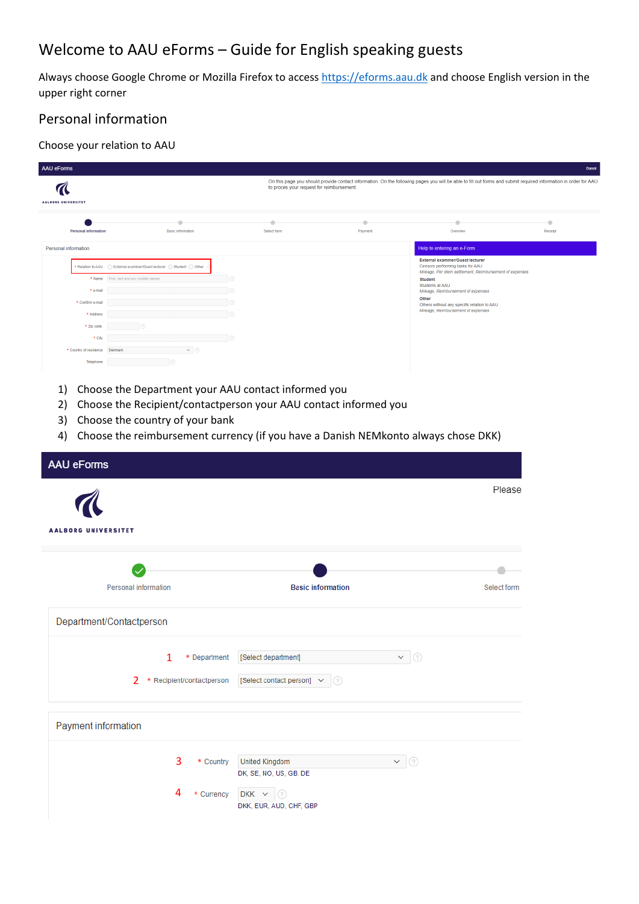# Welcome to AAU eForms – Guide for English speaking guests

Always choose Google Chrome or Mozilla Firefox to access https://eforms.aau.dk and choose English version in the upper right corner

## Personal information

Choose your relation to AAU

1) Choose the Department your AAU contact informed you
2) Choose the Recipient/contactperson your AAU contact informed you
3) Choose the country of your bank
4) Choose the reimbursement currency (if you have a Danish NEMkonto always chose DKK)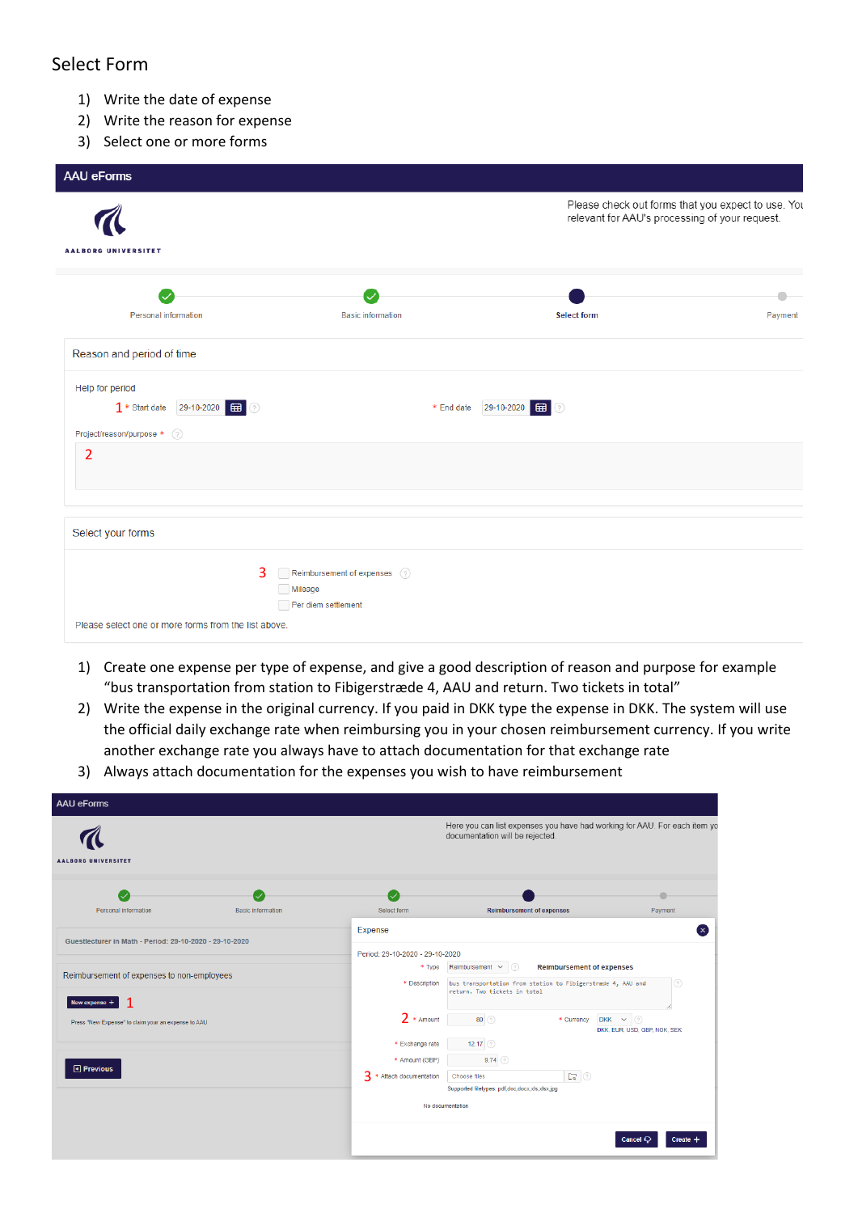Select Form

1) Write the date of expense
2) Write the reason for expense
3) Select one or more forms

AAU eForms

AALBORG UNIVERSITET

Please check out forms that you expect to use. You relevant for AAU's processing of your request.

Personal information | Basic information | Select form | Payment

Reason and period of time

Help for period

1 * Start date 29-10-2020 | * End date 29-10-2020

Project/reason/purpose *

2

Select your forms

3 Reimbursement of expenses

Mileage

Per diem settlement

Please select one or more forms from the list above.

1) Create one expense per type of expense, and give a good description of reason and purpose for example "bus transportation from station to Fibigerstræde 4, AAU and return. Two tickets in total"
2) Write the expense in the original currency. If you paid in DKK type the expense in DKK. The system will use the official daily exchange rate when reimbursing you in your chosen reimbursement currency. If you write another exchange rate you always have to attach documentation for that exchange rate
3) Always attach documentation for the expenses you wish to have reimbursement

AAU eForms

AALBORG UNIVERSITET

Here you can list expenses you have had working for AAU. For each item yo documentation will be rejected.

Personal information | Basic information | Select form | Reimbursement of expenses | Payment

Guestlecturer in Math - Period: 29-10-2020 - 29-10-2020

Reimbursement of expenses to non-employees

New expense + 1

Press "New Expense" to claim your an expense to AAU

Previous

Expense

Period: 29-10-2020 - 29-10-2020

* Type: Reimbursement — Reimbursement of expenses

* Description: bus transportation from station to Fibigerstræde 4, AAU and return. Two tickets in total

2 * Amount: 80 | * Currency: DKK

DKK, EUR, USD, GBP, NOK, SEK

* Exchange rate: 12.17

* Amount (GBP): 9.74

3 * Attach documentation: Choose files

Supported filetypes: pdf,doc,docx,xls,xlsx,jpg

No documentation

Cancel | Create +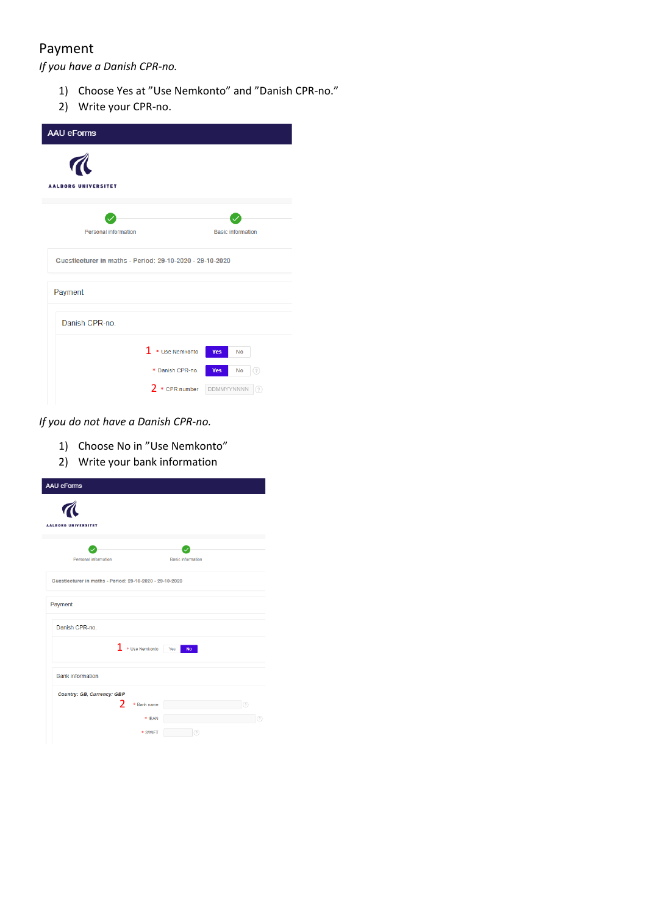## Payment

*If you have a Danish CPR-no.*

1) Choose Yes at "Use Nemkonto" and "Danish CPR-no."
2) Write your CPR-no.

AAU eForms

AALBORG UNIVERSITET

Personal information | Basic information

Guestlecturer in maths - Period: 29-10-2020 - 29-10-2020

Payment

Danish CPR-no.

1 * Use Nemkonto Yes No

* Danish CPR-no. Yes No

2 * CPR number DDMMYYNNNN

*If you do not have a Danish CPR-no.*

1) Choose No in "Use Nemkonto"
2) Write your bank information

AAU eForms

AALBORG UNIVERSITET

Personal information | Basic information

Guestlecturer in maths - Period: 29-10-2020 - 29-10-2020

Payment

Danish CPR-no.

1 * Use Nemkonto Yes No

Bank information

*Country: GB, Currency: GBP*

2 * Bank name

* IBAN

* SWIFT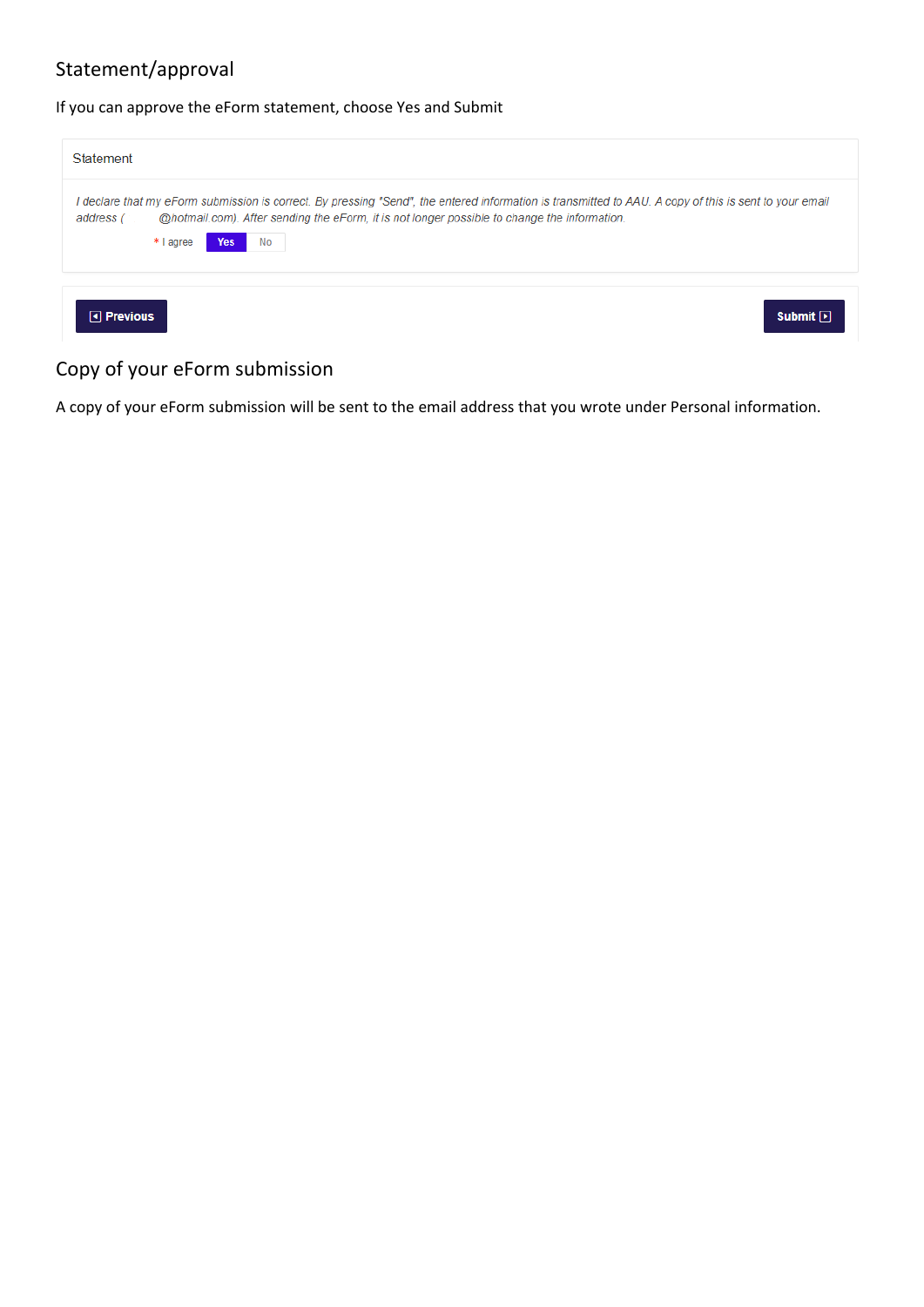## Statement/approval

If you can approve the eForm statement, choose Yes and Submit

Statement

*I declare that my eForm submission is correct. By pressing "Send", the entered information is transmitted to AAU. A copy of this is sent to your email address (        @hotmail.com). After sending the eForm, it is not longer possible to change the information.*

* I agree **Yes** No

**Previous** **Submit**

## Copy of your eForm submission

A copy of your eForm submission will be sent to the email address that you wrote under Personal information.